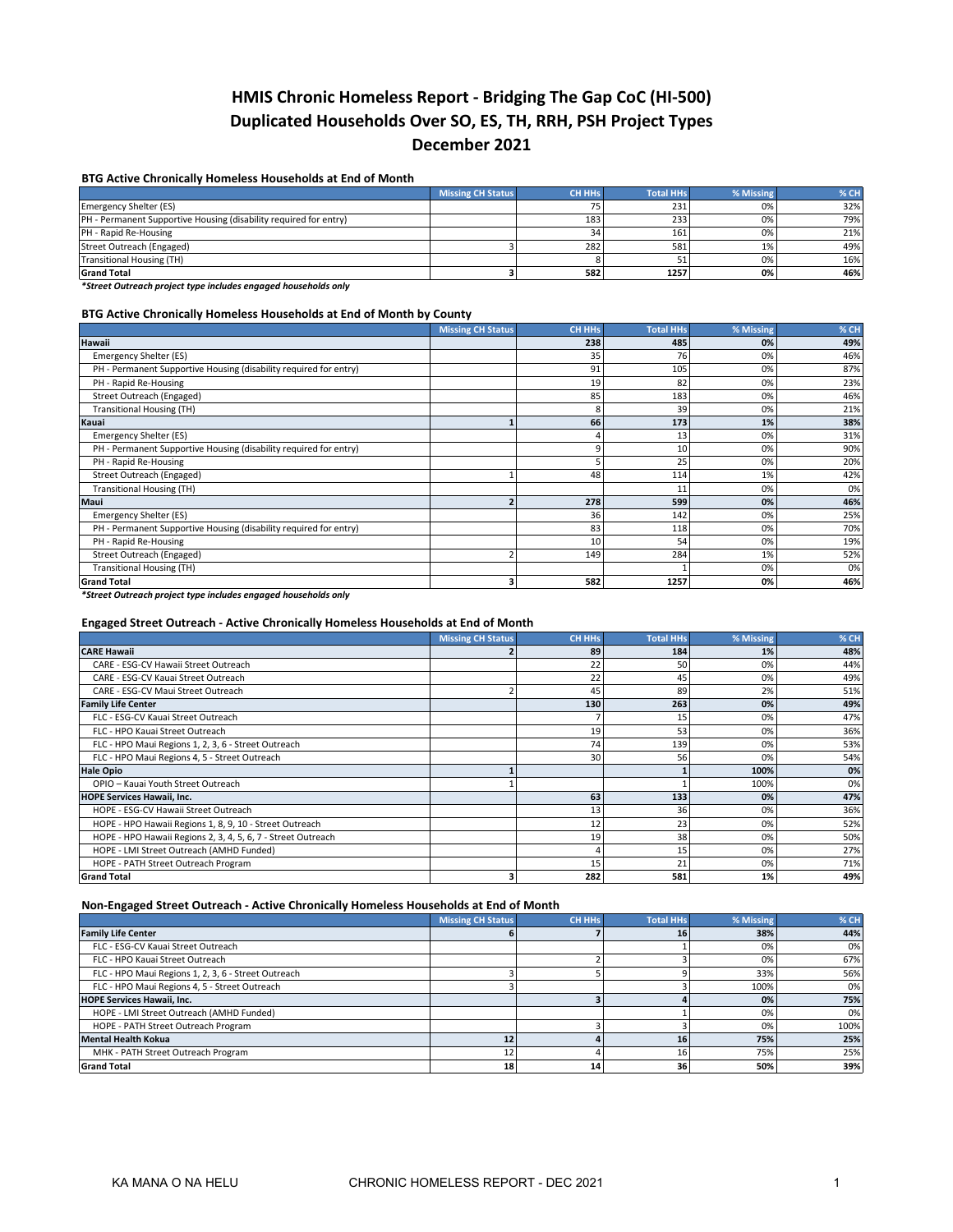# HMIS Chronic Homeless Report - Bridging The Gap CoC (HI-500)
# Duplicated Households Over SO, ES, TH, RRH, PSH Project Types
# December 2021

### BTG Active Chronically Homeless Households at End of Month

| | Missing CH Status | CH HHs | Total HHs | % Missing | % CH |
|---|---|---|---|---|---|
| Emergency Shelter (ES) | | 75 | 231 | 0% | 32% |
| PH - Permanent Supportive Housing (disability required for entry) | | 183 | 233 | 0% | 79% |
| PH - Rapid Re-Housing | | 34 | 161 | 0% | 21% |
| Street Outreach (Engaged) | 3 | 282 | 581 | 1% | 49% |
| Transitional Housing (TH) | | 8 | 51 | 0% | 16% |
| **Grand Total** | **3** | **582** | **1257** | **0%** | **46%** |

***Street Outreach project type includes engaged households only**

### BTG Active Chronically Homeless Households at End of Month by County

| | Missing CH Status | CH HHs | Total HHs | % Missing | % CH |
|---|---|---|---|---|---|
| **Hawaii** | | **238** | **485** | **0%** | **49%** |
| Emergency Shelter (ES) | | 35 | 76 | 0% | 46% |
| PH - Permanent Supportive Housing (disability required for entry) | | 91 | 105 | 0% | 87% |
| PH - Rapid Re-Housing | | 19 | 82 | 0% | 23% |
| Street Outreach (Engaged) | | 85 | 183 | 0% | 46% |
| Transitional Housing (TH) | | 8 | 39 | 0% | 21% |
| **Kauai** | **1** | **66** | **173** | **1%** | **38%** |
| Emergency Shelter (ES) | | 4 | 13 | 0% | 31% |
| PH - Permanent Supportive Housing (disability required for entry) | | 9 | 10 | 0% | 90% |
| PH - Rapid Re-Housing | | 5 | 25 | 0% | 20% |
| Street Outreach (Engaged) | 1 | 48 | 114 | 1% | 42% |
| Transitional Housing (TH) | | | 11 | 0% | 0% |
| **Maui** | **2** | **278** | **599** | **0%** | **46%** |
| Emergency Shelter (ES) | | 36 | 142 | 0% | 25% |
| PH - Permanent Supportive Housing (disability required for entry) | | 83 | 118 | 0% | 70% |
| PH - Rapid Re-Housing | | 10 | 54 | 0% | 19% |
| Street Outreach (Engaged) | 2 | 149 | 284 | 1% | 52% |
| Transitional Housing (TH) | | | 1 | 0% | 0% |
| **Grand Total** | **3** | **582** | **1257** | **0%** | **46%** |

***Street Outreach project type includes engaged households only**

### Engaged Street Outreach - Active Chronically Homeless Households at End of Month

| | Missing CH Status | CH HHs | Total HHs | % Missing | % CH |
|---|---|---|---|---|---|
| **CARE Hawaii** | **2** | **89** | **184** | **1%** | **48%** |
| CARE - ESG-CV Hawaii Street Outreach | | 22 | 50 | 0% | 44% |
| CARE - ESG-CV Kauai Street Outreach | | 22 | 45 | 0% | 49% |
| CARE - ESG-CV Maui Street Outreach | 2 | 45 | 89 | 2% | 51% |
| **Family Life Center** | | **130** | **263** | **0%** | **49%** |
| FLC - ESG-CV Kauai Street Outreach | | 7 | 15 | 0% | 47% |
| FLC - HPO Kauai Street Outreach | | 19 | 53 | 0% | 36% |
| FLC - HPO Maui Regions 1, 2, 3, 6 - Street Outreach | | 74 | 139 | 0% | 53% |
| FLC - HPO Maui Regions 4, 5 - Street Outreach | | 30 | 56 | 0% | 54% |
| **Hale Opio** | **1** | | **1** | **100%** | **0%** |
| OPIO – Kauai Youth Street Outreach | 1 | | 1 | 100% | 0% |
| **HOPE Services Hawaii, Inc.** | | **63** | **133** | **0%** | **47%** |
| HOPE - ESG-CV Hawaii Street Outreach | | 13 | 36 | 0% | 36% |
| HOPE - HPO Hawaii Regions 1, 8, 9, 10 - Street Outreach | | 12 | 23 | 0% | 52% |
| HOPE - HPO Hawaii Regions 2, 3, 4, 5, 6, 7 - Street Outreach | | 19 | 38 | 0% | 50% |
| HOPE - LMI Street Outreach (AMHD Funded) | | 4 | 15 | 0% | 27% |
| HOPE - PATH Street Outreach Program | | 15 | 21 | 0% | 71% |
| **Grand Total** | **3** | **282** | **581** | **1%** | **49%** |

### Non-Engaged Street Outreach - Active Chronically Homeless Households at End of Month

| | Missing CH Status | CH HHs | Total HHs | % Missing | % CH |
|---|---|---|---|---|---|
| **Family Life Center** | **6** | **7** | **16** | **38%** | **44%** |
| FLC - ESG-CV Kauai Street Outreach | | | 1 | 0% | 0% |
| FLC - HPO Kauai Street Outreach | | 2 | 3 | 0% | 67% |
| FLC - HPO Maui Regions 1, 2, 3, 6 - Street Outreach | 3 | 5 | 9 | 33% | 56% |
| FLC - HPO Maui Regions 4, 5 - Street Outreach | 3 | | 3 | 100% | 0% |
| **HOPE Services Hawaii, Inc.** | | **3** | **4** | **0%** | **75%** |
| HOPE - LMI Street Outreach (AMHD Funded) | | | 1 | 0% | 0% |
| HOPE - PATH Street Outreach Program | | 3 | 3 | 0% | 100% |
| **Mental Health Kokua** | **12** | **4** | **16** | **75%** | **25%** |
| MHK - PATH Street Outreach Program | 12 | 4 | 16 | 75% | 25% |
| **Grand Total** | **18** | **14** | **36** | **50%** | **39%** |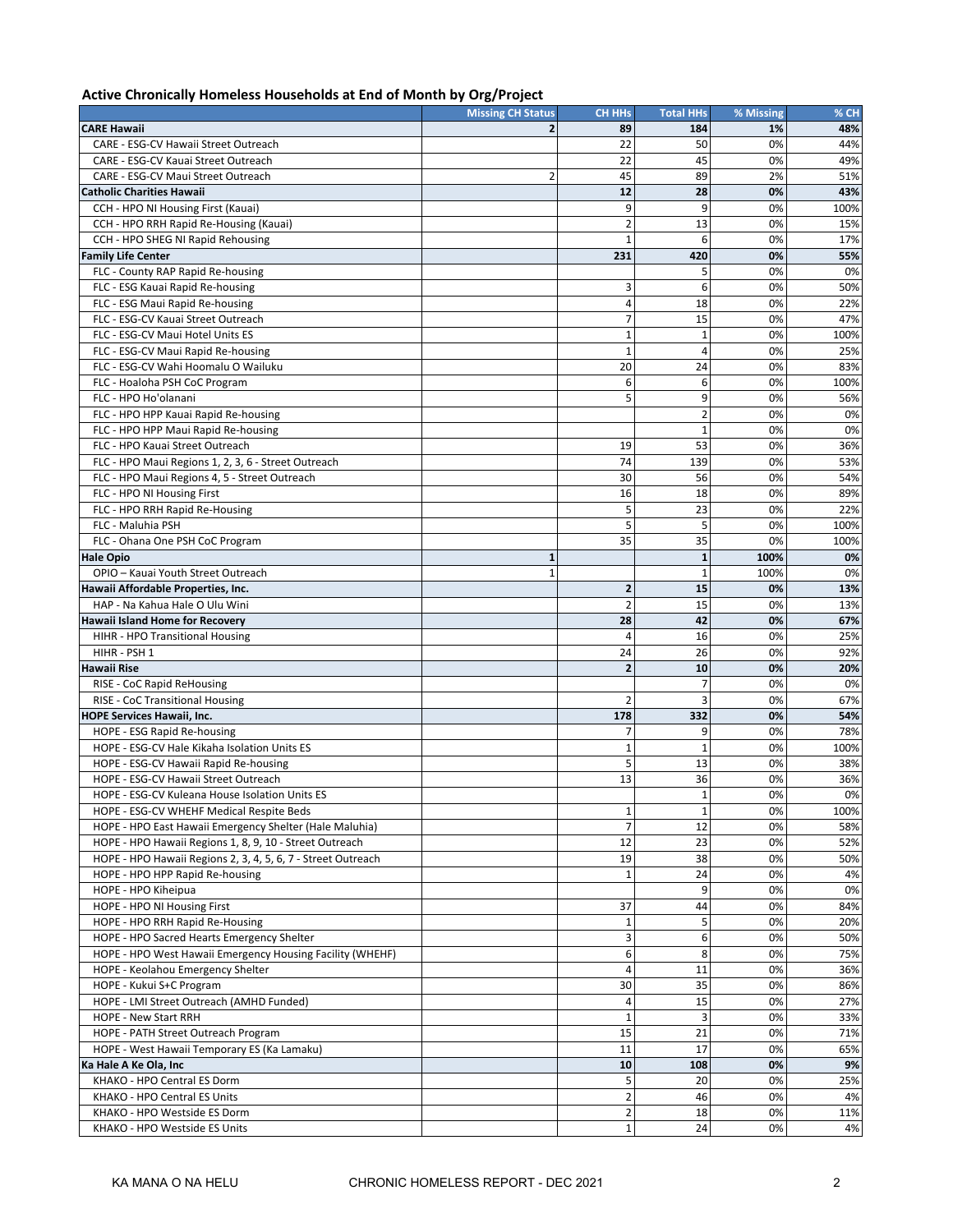## Active Chronically Homeless Households at End of Month by Org/Project

| | Missing CH Status | CH HHs | Total HHs | % Missing | % CH |
|---|---|---|---|---|---|
| **CARE Hawaii** | **2** | **89** | **184** | **1%** | **48%** |
| CARE - ESG-CV Hawaii Street Outreach | | 22 | 50 | 0% | 44% |
| CARE - ESG-CV Kauai Street Outreach | | 22 | 45 | 0% | 49% |
| CARE - ESG-CV Maui Street Outreach | 2 | 45 | 89 | 2% | 51% |
| **Catholic Charities Hawaii** | | **12** | **28** | **0%** | **43%** |
| CCH - HPO NI Housing First (Kauai) | | 9 | 9 | 0% | 100% |
| CCH - HPO RRH Rapid Re-Housing (Kauai) | | 2 | 13 | 0% | 15% |
| CCH - HPO SHEG NI Rapid Rehousing | | 1 | 6 | 0% | 17% |
| **Family Life Center** | | **231** | **420** | **0%** | **55%** |
| FLC - County RAP Rapid Re-housing | | | 5 | 0% | 0% |
| FLC - ESG Kauai Rapid Re-housing | | 3 | 6 | 0% | 50% |
| FLC - ESG Maui Rapid Re-housing | | 4 | 18 | 0% | 22% |
| FLC - ESG-CV Kauai Street Outreach | | 7 | 15 | 0% | 47% |
| FLC - ESG-CV Maui Hotel Units ES | | 1 | 1 | 0% | 100% |
| FLC - ESG-CV Maui Rapid Re-housing | | 1 | 4 | 0% | 25% |
| FLC - ESG-CV Wahi Hoomalu O Wailuku | | 20 | 24 | 0% | 83% |
| FLC - Hoaloha PSH CoC Program | | 6 | 6 | 0% | 100% |
| FLC - HPO Ho'olanani | | 5 | 9 | 0% | 56% |
| FLC - HPO HPP Kauai Rapid Re-housing | | | 2 | 0% | 0% |
| FLC - HPO HPP Maui Rapid Re-housing | | | 1 | 0% | 0% |
| FLC - HPO Kauai Street Outreach | | 19 | 53 | 0% | 36% |
| FLC - HPO Maui Regions 1, 2, 3, 6 - Street Outreach | | 74 | 139 | 0% | 53% |
| FLC - HPO Maui Regions 4, 5 - Street Outreach | | 30 | 56 | 0% | 54% |
| FLC - HPO NI Housing First | | 16 | 18 | 0% | 89% |
| FLC - HPO RRH Rapid Re-Housing | | 5 | 23 | 0% | 22% |
| FLC - Maluhia PSH | | 5 | 5 | 0% | 100% |
| FLC - Ohana One PSH CoC Program | | 35 | 35 | 0% | 100% |
| **Hale Opio** | **1** | | **1** | **100%** | **0%** |
| OPIO – Kauai Youth Street Outreach | 1 | | 1 | 100% | 0% |
| **Hawaii Affordable Properties, Inc.** | | **2** | **15** | **0%** | **13%** |
| HAP - Na Kahua Hale O Ulu Wini | | 2 | 15 | 0% | 13% |
| **Hawaii Island Home for Recovery** | | **28** | **42** | **0%** | **67%** |
| HIHR - HPO Transitional Housing | | 4 | 16 | 0% | 25% |
| HIHR - PSH 1 | | 24 | 26 | 0% | 92% |
| **Hawaii Rise** | | **2** | **10** | **0%** | **20%** |
| RISE - CoC Rapid ReHousing | | | 7 | 0% | 0% |
| RISE - CoC Transitional Housing | | 2 | 3 | 0% | 67% |
| **HOPE Services Hawaii, Inc.** | | **178** | **332** | **0%** | **54%** |
| HOPE - ESG Rapid Re-housing | | 7 | 9 | 0% | 78% |
| HOPE - ESG-CV Hale Kikaha Isolation Units ES | | 1 | 1 | 0% | 100% |
| HOPE - ESG-CV Hawaii Rapid Re-housing | | 5 | 13 | 0% | 38% |
| HOPE - ESG-CV Hawaii Street Outreach | | 13 | 36 | 0% | 36% |
| HOPE - ESG-CV Kuleana House Isolation Units ES | | | 1 | 0% | 0% |
| HOPE - ESG-CV WHEHF Medical Respite Beds | | 1 | 1 | 0% | 100% |
| HOPE - HPO East Hawaii Emergency Shelter (Hale Maluhia) | | 7 | 12 | 0% | 58% |
| HOPE - HPO Hawaii Regions 1, 8, 9, 10 - Street Outreach | | 12 | 23 | 0% | 52% |
| HOPE - HPO Hawaii Regions 2, 3, 4, 5, 6, 7 - Street Outreach | | 19 | 38 | 0% | 50% |
| HOPE - HPO HPP Rapid Re-housing | | 1 | 24 | 0% | 4% |
| HOPE - HPO Kiheipua | | | 9 | 0% | 0% |
| HOPE - HPO NI Housing First | | 37 | 44 | 0% | 84% |
| HOPE - HPO RRH Rapid Re-Housing | | 1 | 5 | 0% | 20% |
| HOPE - HPO Sacred Hearts Emergency Shelter | | 3 | 6 | 0% | 50% |
| HOPE - HPO West Hawaii Emergency Housing Facility (WHEHF) | | 6 | 8 | 0% | 75% |
| HOPE - Keolahou Emergency Shelter | | 4 | 11 | 0% | 36% |
| HOPE - Kukui S+C Program | | 30 | 35 | 0% | 86% |
| HOPE - LMI Street Outreach (AMHD Funded) | | 4 | 15 | 0% | 27% |
| HOPE - New Start RRH | | 1 | 3 | 0% | 33% |
| HOPE - PATH Street Outreach Program | | 15 | 21 | 0% | 71% |
| HOPE - West Hawaii Temporary ES (Ka Lamaku) | | 11 | 17 | 0% | 65% |
| **Ka Hale A Ke Ola, Inc** | | **10** | **108** | **0%** | **9%** |
| KHAKO - HPO Central ES Dorm | | 5 | 20 | 0% | 25% |
| KHAKO - HPO Central ES Units | | 2 | 46 | 0% | 4% |
| KHAKO - HPO Westside ES Dorm | | 2 | 18 | 0% | 11% |
| KHAKO - HPO Westside ES Units | | 1 | 24 | 0% | 4% |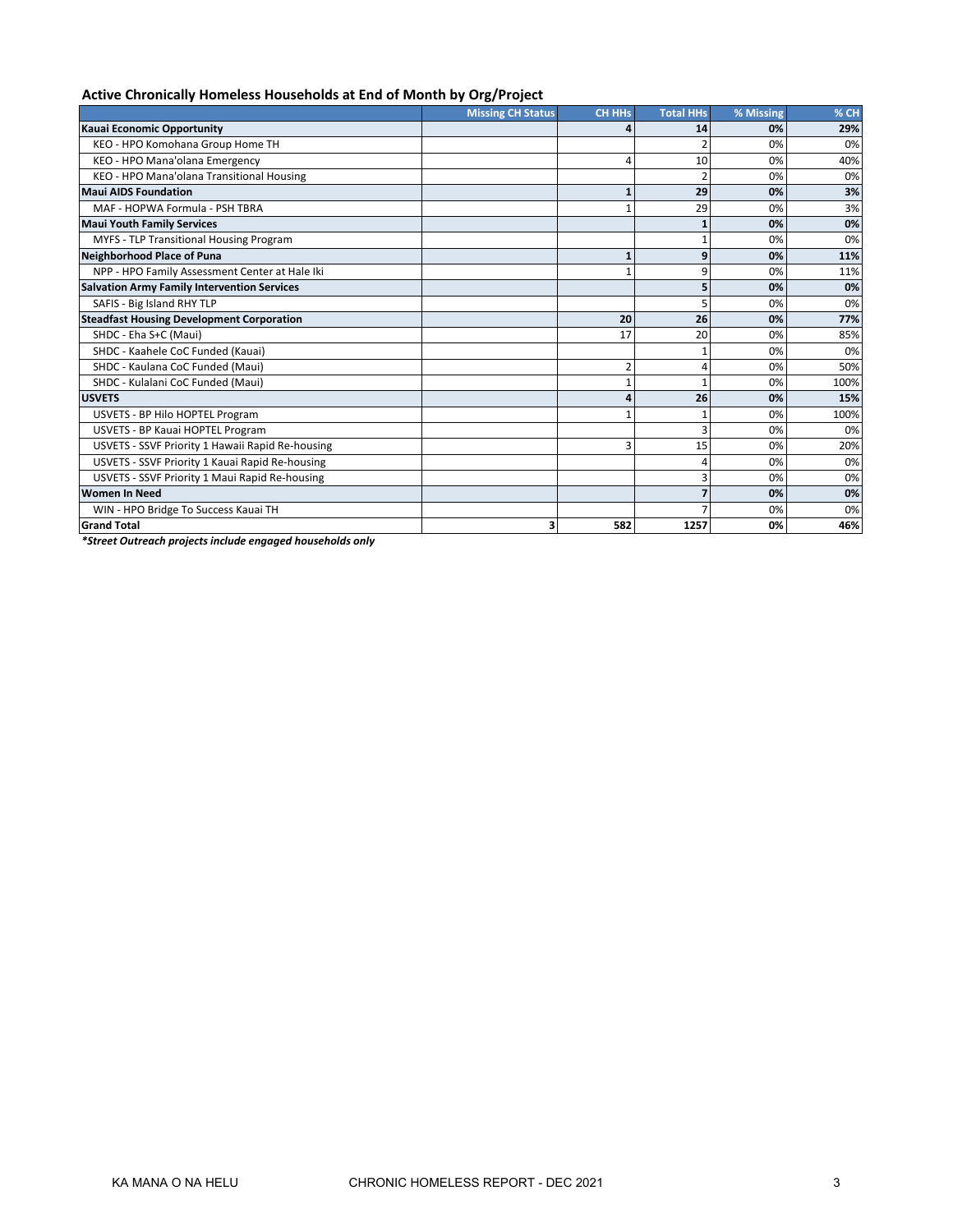## Active Chronically Homeless Households at End of Month by Org/Project

| | Missing CH Status | CH HHs | Total HHs | % Missing | % CH |
|---|---|---|---|---|---|
| **Kauai Economic Opportunity** | | **4** | **14** | **0%** | **29%** |
| KEO - HPO Komohana Group Home TH | | | 2 | 0% | 0% |
| KEO - HPO Mana'olana Emergency | | 4 | 10 | 0% | 40% |
| KEO - HPO Mana'olana Transitional Housing | | | 2 | 0% | 0% |
| **Maui AIDS Foundation** | | **1** | **29** | **0%** | **3%** |
| MAF - HOPWA Formula - PSH TBRA | | 1 | 29 | 0% | 3% |
| **Maui Youth Family Services** | | | **1** | **0%** | **0%** |
| MYFS - TLP Transitional Housing Program | | | 1 | 0% | 0% |
| **Neighborhood Place of Puna** | | **1** | **9** | **0%** | **11%** |
| NPP - HPO Family Assessment Center at Hale Iki | | 1 | 9 | 0% | 11% |
| **Salvation Army Family Intervention Services** | | | **5** | **0%** | **0%** |
| SAFIS - Big Island RHY TLP | | | 5 | 0% | 0% |
| **Steadfast Housing Development Corporation** | | **20** | **26** | **0%** | **77%** |
| SHDC - Eha S+C (Maui) | | 17 | 20 | 0% | 85% |
| SHDC - Kaahele CoC Funded (Kauai) | | | 1 | 0% | 0% |
| SHDC - Kaulana CoC Funded (Maui) | | 2 | 4 | 0% | 50% |
| SHDC - Kulalani CoC Funded (Maui) | | 1 | 1 | 0% | 100% |
| **USVETS** | | **4** | **26** | **0%** | **15%** |
| USVETS - BP Hilo HOPTEL Program | | 1 | 1 | 0% | 100% |
| USVETS - BP Kauai HOPTEL Program | | | 3 | 0% | 0% |
| USVETS - SSVF Priority 1 Hawaii Rapid Re-housing | | 3 | 15 | 0% | 20% |
| USVETS - SSVF Priority 1 Kauai Rapid Re-housing | | | 4 | 0% | 0% |
| USVETS - SSVF Priority 1 Maui Rapid Re-housing | | | 3 | 0% | 0% |
| **Women In Need** | | | **7** | **0%** | **0%** |
| WIN - HPO Bridge To Success Kauai TH | | | 7 | 0% | 0% |
| **Grand Total** | **3** | **582** | **1257** | **0%** | **46%** |

***Street Outreach projects include engaged households only***